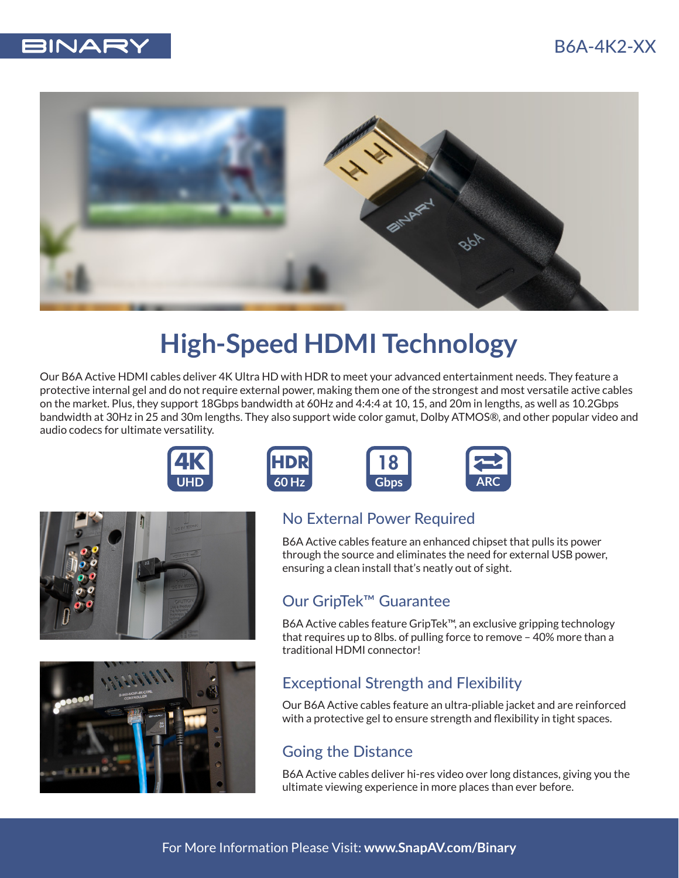BINARY

B6A-4K2-XX

# High-Speed HDMI Technology

Our B6A Active HDMI cables deliver 4K Ultra HD with HDR to meet your advanced entertainment needs. They feature a protective internal gel and do not require external power, making them one of the strongest and most versatile active cables on the market. Plus, they support 18Gbps bandwidth at 60Hz and 4:4:4 at 10, 15, and 20m in lengths, as well as 10.2Gbps bandwidth at 30Hz in 25 and 30m lengths. They also support wide color gamut, Dolby ATMOS®, and other popular video and audio codecs for ultimate versatility.

4K UHD | HDR 60 Hz | 18 Gbps | ARC

## No External Power Required

B6A Active cables feature an enhanced chipset that pulls its power through the source and eliminates the need for external USB power, ensuring a clean install that's neatly out of sight.

## Our GripTek™ Guarantee

B6A Active cables feature GripTek™, an exclusive gripping technology that requires up to 8lbs. of pulling force to remove – 40% more than a traditional HDMI connector!

## Exceptional Strength and Flexibility

Our B6A Active cables feature an ultra-pliable jacket and are reinforced with a protective gel to ensure strength and flexibility in tight spaces.

## Going the Distance

B6A Active cables deliver hi-res video over long distances, giving you the ultimate viewing experience in more places than ever before.

For More Information Please Visit: **www.SnapAV.com/Binary**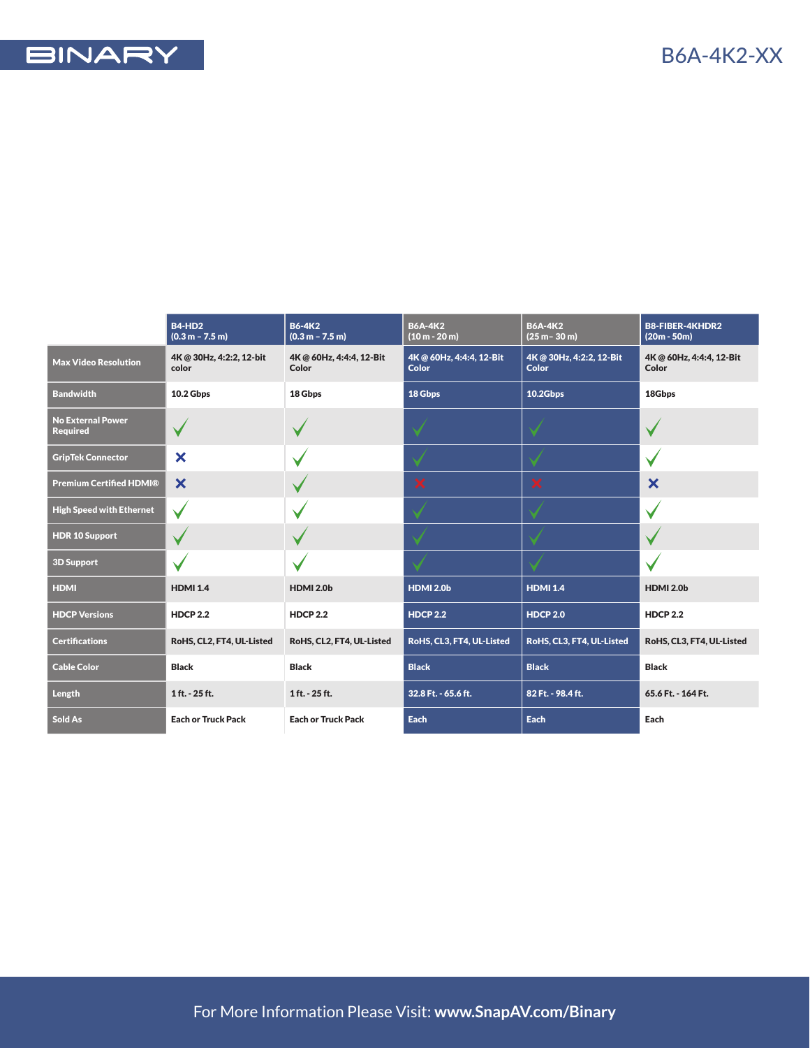| | B4-HD2 (0.3 m – 7.5 m) | B6-4K2 (0.3 m – 7.5 m) | B6A-4K2 (10 m - 20 m) | B6A-4K2 (25 m– 30 m) | B8-FIBER-4KHDR2 (20m - 50m) |
|---|---|---|---|---|---|
| Max Video Resolution | 4K @ 30Hz, 4:2:2, 12-bit color | 4K @ 60Hz, 4:4:4, 12-Bit Color | 4K @ 60Hz, 4:4:4, 12-Bit Color | 4K @ 30Hz, 4:2:2, 12-Bit Color | 4K @ 60Hz, 4:4:4, 12-Bit Color |
| Bandwidth | 10.2 Gbps | 18 Gbps | 18 Gbps | 10.2Gbps | 18Gbps |
| No External Power Required | ✓ | ✓ | ✓ | ✓ | ✓ |
| GripTek Connector | ✗ | ✓ | ✓ | ✓ | ✓ |
| Premium Certified HDMI® | ✗ | ✓ | ✗ | ✗ | ✗ |
| High Speed with Ethernet | ✓ | ✓ | ✓ | ✓ | ✓ |
| HDR 10 Support | ✓ | ✓ | ✓ | ✓ | ✓ |
| 3D Support | ✓ | ✓ | ✓ | ✓ | ✓ |
| HDMI | HDMI 1.4 | HDMI 2.0b | HDMI 2.0b | HDMI 1.4 | HDMI 2.0b |
| HDCP Versions | HDCP 2.2 | HDCP 2.2 | HDCP 2.2 | HDCP 2.0 | HDCP 2.2 |
| Certifications | RoHS, CL2, FT4, UL-Listed | RoHS, CL2, FT4, UL-Listed | RoHS, CL3, FT4, UL-Listed | RoHS, CL3, FT4, UL-Listed | RoHS, CL3, FT4, UL-Listed |
| Cable Color | Black | Black | Black | Black | Black |
| Length | 1 ft. - 25 ft. | 1 ft. - 25 ft. | 32.8 Ft. - 65.6 ft. | 82 Ft. - 98.4 ft. | 65.6 Ft. - 164 Ft. |
| Sold As | Each or Truck Pack | Each or Truck Pack | Each | Each | Each |

For More Information Please Visit: **www.SnapAV.com/Binary**